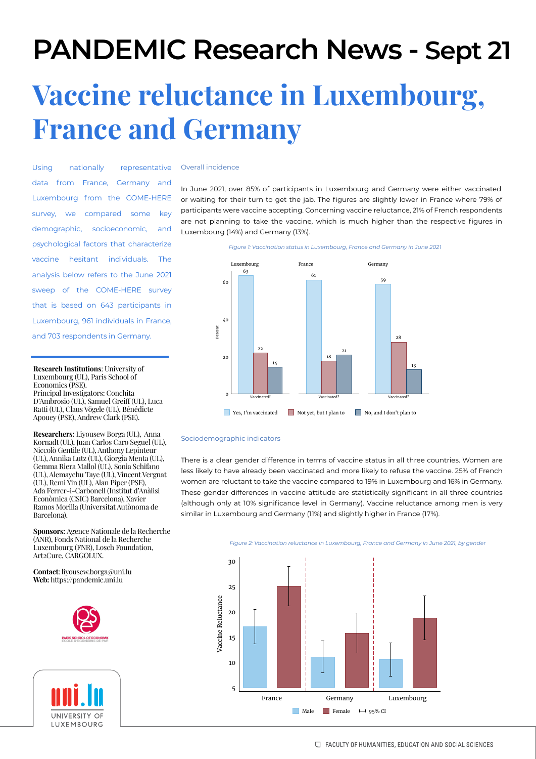# PANDEMIC Research News - Sept 21

# Vaccine reluctance in Luxembourg, France and Germany

Using nationally representative data from France, Germany and Luxembourg from the COME-HERE survey, we compared some key demographic, socioeconomic, and psychological factors that characterize vaccine hesitant individuals. The analysis below refers to the June 2021 sweep of the COME-HERE survey that is based on 643 participants in Luxembourg, 961 individuals in France, and 703 respondents in Germany.

**Research Institutions**: University of Luxembourg (UL), Paris School of Economics (PSE).
Principal Investigators: Conchita D'Ambrosio (UL), Samuel Greiff (UL), Luca Ratti (UL), Claus Vögele (UL), Bénédicte Apouey (PSE), Andrew Clark (PSE).

**Researchers:** Liyousew Borga (UL), Anna Kornadt (UL), Juan Carlos Caro Seguel (UL), Niccolò Gentile (UL), Anthony Lepinteur (UL), Annika Lutz (UL), Giorgia Menta (UL), Gemma Riera Mallol (UL), Sonia Schifano (UL), Alemayehu Taye (UL), Vincent Vergnat (UL), Remi Yin (UL), Alan Piper (PSE), Ada Ferrer-i-Carbonell (Institut d'Anàlisi Econòmica (CSIC) Barcelona), Xavier Ramos Morilla (Universitat Autònoma de Barcelona).

**Sponsors:** Agence Nationale de la Recherche (ANR), Fonds National de la Recherche Luxembourg (FNR), Losch Foundation, Art2Cure, CARGOLUX.

**Contact**: liyousew.borga@uni.lu
**Web:** https://pandemic.uni.lu

## Overall incidence

In June 2021, over 85% of participants in Luxembourg and Germany were either vaccinated or waiting for their turn to get the jab. The figures are slightly lower in France where 79% of participants were vaccine accepting. Concerning vaccine reluctance, 21% of French respondents are not planning to take the vaccine, which is much higher than the respective figures in Luxembourg (14%) and Germany (13%).

*Figure 1: Vaccination status in Luxembourg, France and Germany in June 2021*

| Vaccinated? (Percent) | Luxembourg | France | Germany |
|---|---|---|---|
| Yes, I'm vaccinated | 63 | 61 | 59 |
| Not yet, but I plan to | 22 | 18 | 28 |
| No, and I don't plan to | 14 | 21 | 13 |

## Sociodemographic indicators

There is a clear gender difference in terms of vaccine status in all three countries. Women are less likely to have already been vaccinated and more likely to refuse the vaccine. 25% of French women are reluctant to take the vaccine compared to 19% in Luxembourg and 16% in Germany. These gender differences in vaccine attitude are statistically significant in all three countries (although only at 10% significance level in Germany). Vaccine reluctance among men is very similar in Luxembourg and Germany (11%) and slightly higher in France (17%).

*Figure 2: Vaccination reluctance in Luxembourg, France and Germany in June 2021, by gender*

(Bar chart of Vaccine Reluctance by country — France, Germany, Luxembourg — for Male and Female, with 95% CI.)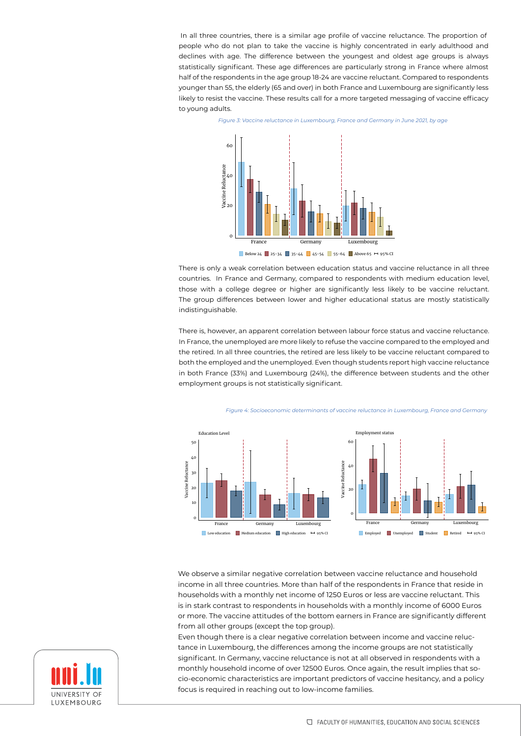In all three countries, there is a similar age profile of vaccine reluctance. The proportion of people who do not plan to take the vaccine is highly concentrated in early adulthood and declines with age. The difference between the youngest and oldest age groups is always statistically significant. These age differences are particularly strong in France where almost half of the respondents in the age group 18-24 are vaccine reluctant. Compared to respondents younger than 55, the elderly (65 and over) in both France and Luxembourg are significantly less likely to resist the vaccine. These results call for a more targeted messaging of vaccine efficacy to young adults.

*Figure 3: Vaccine reluctance in Luxembourg, France and Germany in June 2021, by age*

There is only a weak correlation between education status and vaccine reluctance in all three countries. In France and Germany, compared to respondents with medium education level, those with a college degree or higher are significantly less likely to be vaccine reluctant. The group differences between lower and higher educational status are mostly statistically indistinguishable.

There is, however, an apparent correlation between labour force status and vaccine reluctance. In France, the unemployed are more likely to refuse the vaccine compared to the employed and the retired. In all three countries, the retired are less likely to be vaccine reluctant compared to both the employed and the unemployed. Even though students report high vaccine reluctance in both France (33%) and Luxembourg (24%), the difference between students and the other employment groups is not statistically significant.

*Figure 4: Socioeconomic determinants of vaccine reluctance in Luxembourg, France and Germany*

We observe a similar negative correlation between vaccine reluctance and household income in all three countries. More than half of the respondents in France that reside in households with a monthly net income of 1250 Euros or less are vaccine reluctant. This is in stark contrast to respondents in households with a monthly income of 6000 Euros or more. The vaccine attitudes of the bottom earners in France are significantly different from all other groups (except the top group).

Even though there is a clear negative correlation between income and vaccine reluctance in Luxembourg, the differences among the income groups are not statistically significant. In Germany, vaccine reluctance is not at all observed in respondents with a monthly household income of over 12500 Euros. Once again, the result implies that socio-economic characteristics are important predictors of vaccine hesitancy, and a policy focus is required in reaching out to low-income families.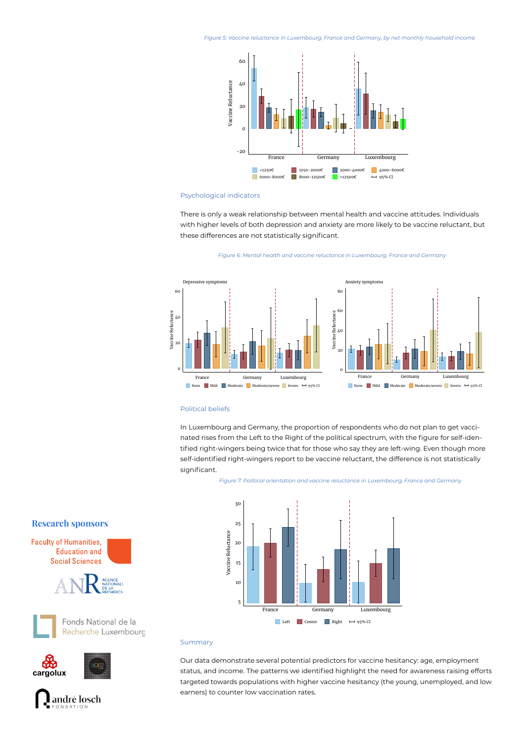*Figure 5: Vaccine reluctance in Luxembourg, France and Germany, by net monthly household income*

Vaccine Reluctance
60
40
20
0
−20
France
Germany
Luxembourg

<1250€
1250–2000€
2000–4000€
4000–6000€
6000–8000€
8000–12500€
>12500€
95% CI

### Psychological indicators

There is only a weak relationship between mental health and vaccine attitudes. Individuals with higher levels of both depression and anxiety are more likely to be vaccine reluctant, but these differences are not statistically significant.

*Figure 6: Mental health and vaccine reluctance in Luxembourg, France and Germany*

Depressive symptoms
Vaccine Reluctance
60
40
20
0
France
Germany
Luxembourg
None
Mild
Moderate
Moderate/severe
Severe
95% CI

Anxiety symptoms
Vaccine Reluctance
80
60
40
20
0
France
Germany
Luxembourg
None
Mild
Moderate
Moderate/severe
Severe
95% CI

### Political beliefs

In Luxembourg and Germany, the proportion of respondents who do not plan to get vaccinated rises from the Left to the Right of the political spectrum, with the figure for self-identified right-wingers being twice that for those who say they are left-wing. Even though more self-identified right-wingers report to be vaccine reluctant, the difference is not statistically significant.

*Figure 7: Political orientation and vaccine reluctance in Luxembourg, France and Germany*

Vaccine Reluctance
30
25
20
15
10
5
France
Germany
Luxembourg
Left
Center
Right
95% CI

### Summary

Our data demonstrate several potential predictors for vaccine hesitancy: age, employment status, and income. The patterns we identified highlight the need for awareness raising efforts targeted towards populations with higher vaccine hesitancy (the young, unemployed, and low earners) to counter low vaccination rates.

**Research sponsors**

Faculty of Humanities, Education and Social Sciences

ANR Agence Nationale de la Recherche

Fonds National de la Recherche Luxembourg

cargolux

andré losch fondation